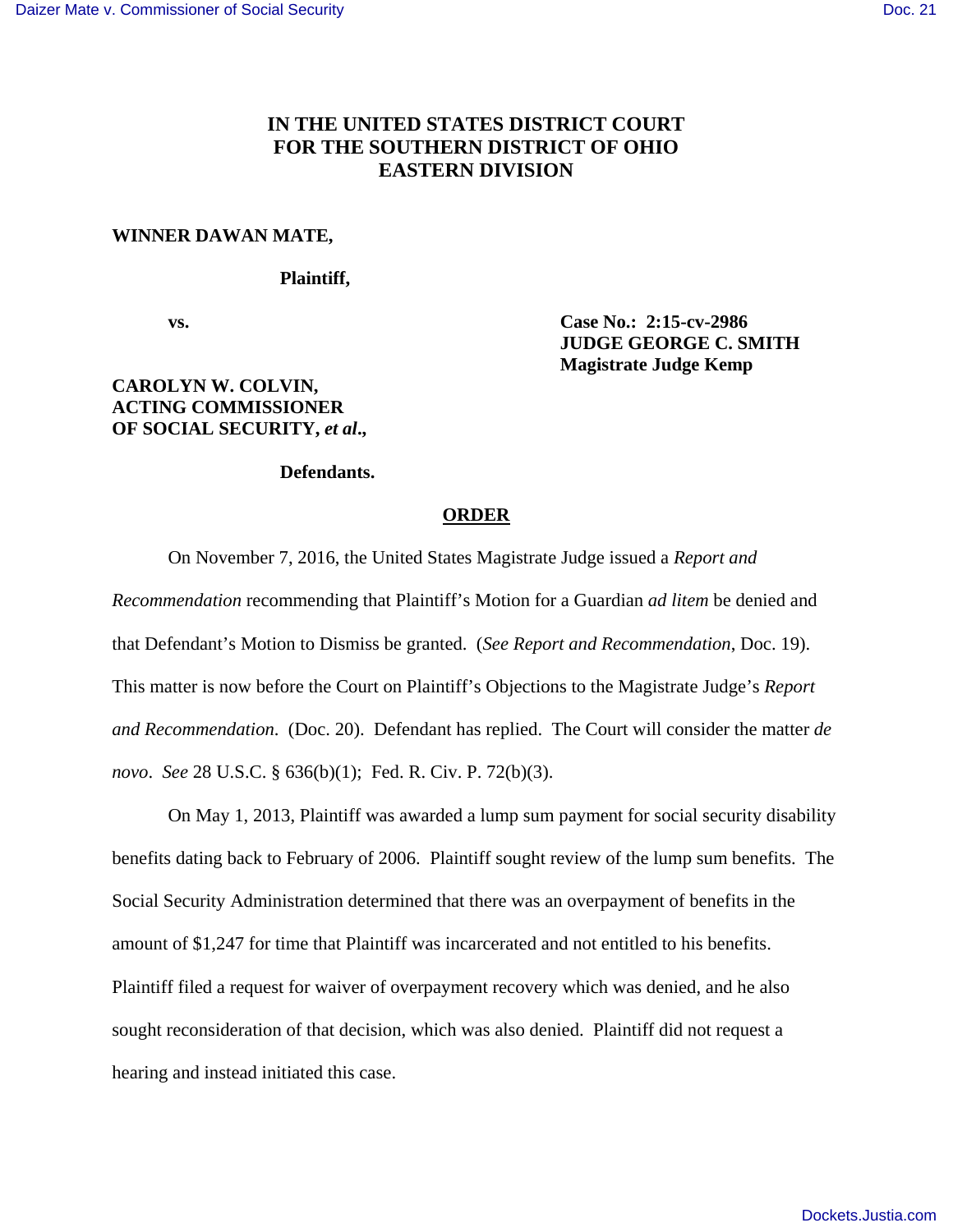**IN THE UNITED STATES DISTRICT COURT**
**FOR THE SOUTHERN DISTRICT OF OHIO**
**EASTERN DIVISION**

**WINNER DAWAN MATE,**

**Plaintiff,**

**vs.**

**Case No.: 2:15-cv-2986**
**JUDGE GEORGE C. SMITH**
**Magistrate Judge Kemp**

**CAROLYN W. COLVIN,**
**ACTING COMMISSIONER**
**OF SOCIAL SECURITY, *et al*.,**

**Defendants.**

**ORDER**

On November 7, 2016, the United States Magistrate Judge issued a *Report and Recommendation* recommending that Plaintiff's Motion for a Guardian *ad litem* be denied and that Defendant's Motion to Dismiss be granted. (*See Report and Recommendation*, Doc. 19). This matter is now before the Court on Plaintiff's Objections to the Magistrate Judge's *Report and Recommendation*. (Doc. 20). Defendant has replied. The Court will consider the matter *de novo*. *See* 28 U.S.C. § 636(b)(1); Fed. R. Civ. P. 72(b)(3).

On May 1, 2013, Plaintiff was awarded a lump sum payment for social security disability benefits dating back to February of 2006. Plaintiff sought review of the lump sum benefits. The Social Security Administration determined that there was an overpayment of benefits in the amount of $1,247 for time that Plaintiff was incarcerated and not entitled to his benefits. Plaintiff filed a request for waiver of overpayment recovery which was denied, and he also sought reconsideration of that decision, which was also denied. Plaintiff did not request a hearing and instead initiated this case.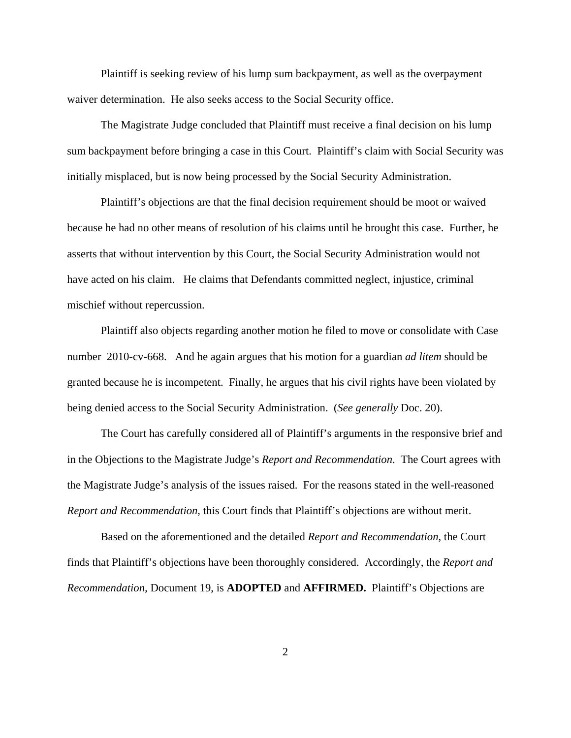Plaintiff is seeking review of his lump sum backpayment, as well as the overpayment waiver determination. He also seeks access to the Social Security office.

The Magistrate Judge concluded that Plaintiff must receive a final decision on his lump sum backpayment before bringing a case in this Court. Plaintiff's claim with Social Security was initially misplaced, but is now being processed by the Social Security Administration.

Plaintiff's objections are that the final decision requirement should be moot or waived because he had no other means of resolution of his claims until he brought this case. Further, he asserts that without intervention by this Court, the Social Security Administration would not have acted on his claim. He claims that Defendants committed neglect, injustice, criminal mischief without repercussion.

Plaintiff also objects regarding another motion he filed to move or consolidate with Case number 2010-cv-668. And he again argues that his motion for a guardian *ad litem* should be granted because he is incompetent. Finally, he argues that his civil rights have been violated by being denied access to the Social Security Administration. (*See generally* Doc. 20).

The Court has carefully considered all of Plaintiff's arguments in the responsive brief and in the Objections to the Magistrate Judge's *Report and Recommendation*. The Court agrees with the Magistrate Judge's analysis of the issues raised. For the reasons stated in the well-reasoned *Report and Recommendation*, this Court finds that Plaintiff's objections are without merit.

Based on the aforementioned and the detailed *Report and Recommendation*, the Court finds that Plaintiff's objections have been thoroughly considered. Accordingly, the *Report and Recommendation*, Document 19, is **ADOPTED** and **AFFIRMED.** Plaintiff's Objections are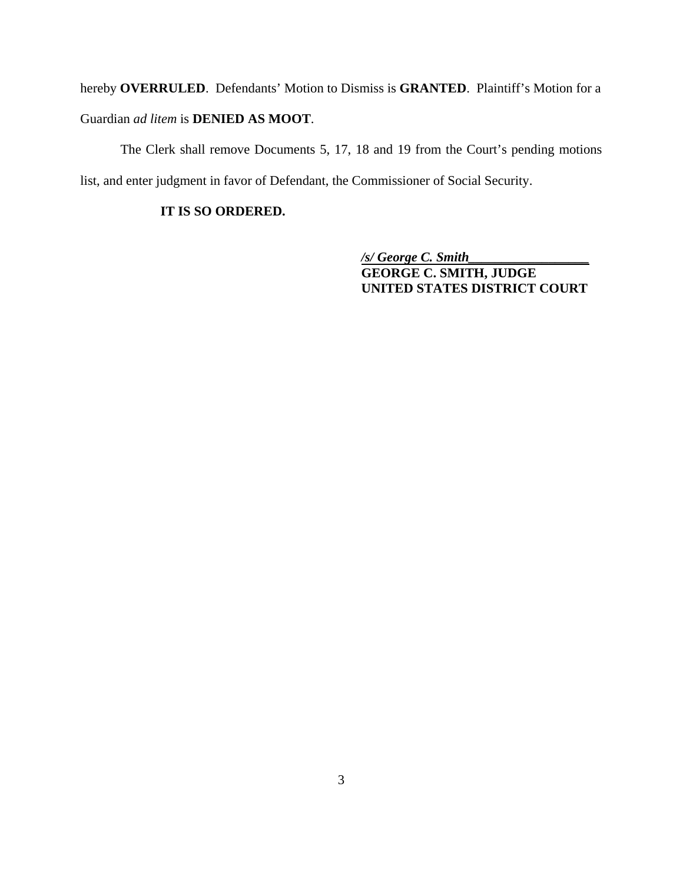hereby **OVERRULED**. Defendants' Motion to Dismiss is **GRANTED**. Plaintiff's Motion for a Guardian *ad litem* is **DENIED AS MOOT**.

The Clerk shall remove Documents 5, 17, 18 and 19 from the Court's pending motions list, and enter judgment in favor of Defendant, the Commissioner of Social Security.

**IT IS SO ORDERED.**

***/s/ George C. Smith***
**GEORGE C. SMITH, JUDGE**
**UNITED STATES DISTRICT COURT**